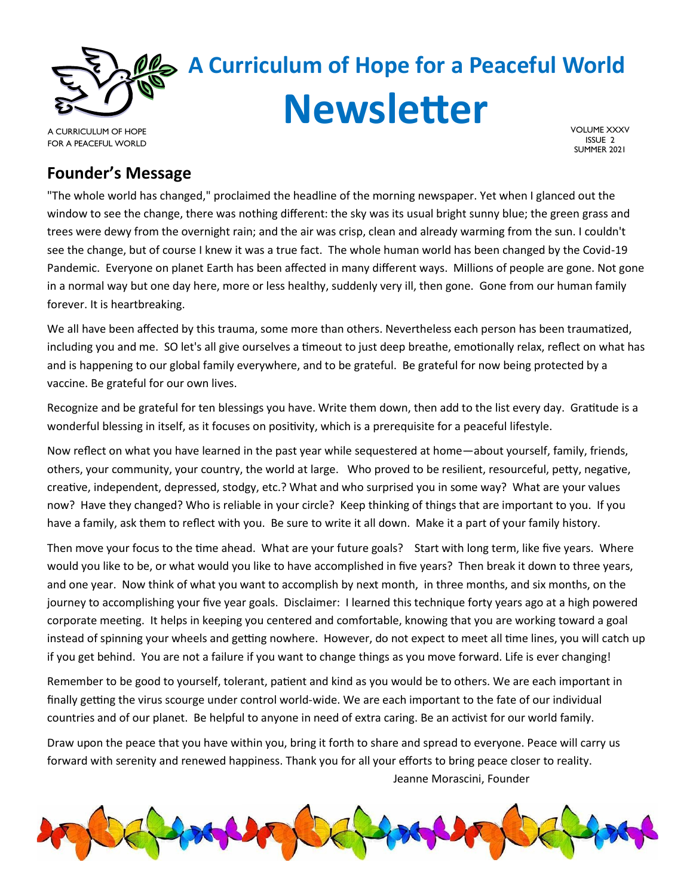# A Curriculum of Hope for a Peaceful World

# Newsletter

A CURRICULUM OF HOPE
FOR A PEACEFUL WORLD

VOLUME XXXV
ISSUE 2
SUMMER 2021

## Founder's Message

"The whole world has changed," proclaimed the headline of the morning newspaper. Yet when I glanced out the window to see the change, there was nothing different: the sky was its usual bright sunny blue; the green grass and trees were dewy from the overnight rain; and the air was crisp, clean and already warming from the sun. I couldn't see the change, but of course I knew it was a true fact. The whole human world has been changed by the Covid-19 Pandemic. Everyone on planet Earth has been affected in many different ways. Millions of people are gone. Not gone in a normal way but one day here, more or less healthy, suddenly very ill, then gone. Gone from our human family forever. It is heartbreaking.

We all have been affected by this trauma, some more than others. Nevertheless each person has been traumatized, including you and me. SO let's all give ourselves a timeout to just deep breathe, emotionally relax, reflect on what has and is happening to our global family everywhere, and to be grateful. Be grateful for now being protected by a vaccine. Be grateful for our own lives.

Recognize and be grateful for ten blessings you have. Write them down, then add to the list every day. Gratitude is a wonderful blessing in itself, as it focuses on positivity, which is a prerequisite for a peaceful lifestyle.

Now reflect on what you have learned in the past year while sequestered at home—about yourself, family, friends, others, your community, your country, the world at large. Who proved to be resilient, resourceful, petty, negative, creative, independent, depressed, stodgy, etc.? What and who surprised you in some way? What are your values now? Have they changed? Who is reliable in your circle? Keep thinking of things that are important to you. If you have a family, ask them to reflect with you. Be sure to write it all down. Make it a part of your family history.

Then move your focus to the time ahead. What are your future goals? Start with long term, like five years. Where would you like to be, or what would you like to have accomplished in five years? Then break it down to three years, and one year. Now think of what you want to accomplish by next month, in three months, and six months, on the journey to accomplishing your five year goals. Disclaimer: I learned this technique forty years ago at a high powered corporate meeting. It helps in keeping you centered and comfortable, knowing that you are working toward a goal instead of spinning your wheels and getting nowhere. However, do not expect to meet all time lines, you will catch up if you get behind. You are not a failure if you want to change things as you move forward. Life is ever changing!

Remember to be good to yourself, tolerant, patient and kind as you would be to others. We are each important in finally getting the virus scourge under control world-wide. We are each important to the fate of our individual countries and of our planet. Be helpful to anyone in need of extra caring. Be an activist for our world family.

Draw upon the peace that you have within you, bring it forth to share and spread to everyone. Peace will carry us forward with serenity and renewed happiness. Thank you for all your efforts to bring peace closer to reality.

Jeanne Morascini, Founder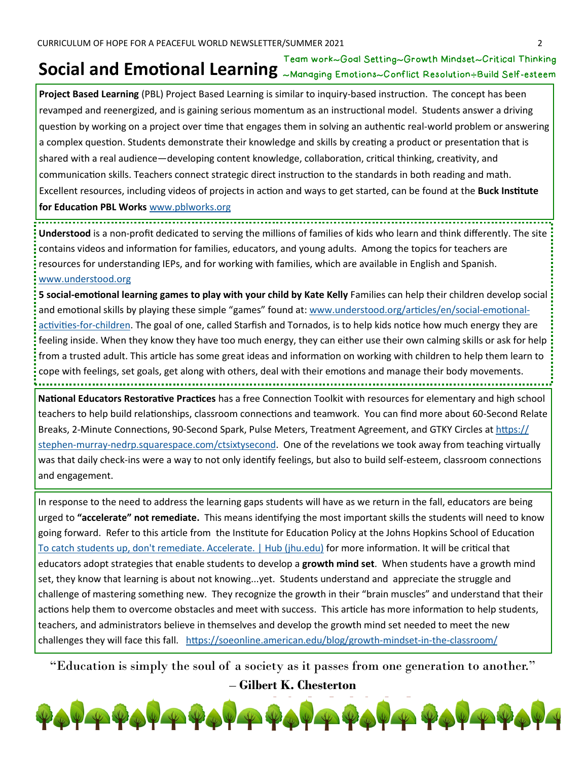# Social and Emotional Learning

Team work~Goal Setting~Growth Mindset~Critical Thinking ~Managing Emotions~Conflict Resolution÷Build Self-esteem

**Project Based Learning** (PBL) Project Based Learning is similar to inquiry-based instruction. The concept has been revamped and reenergized, and is gaining serious momentum as an instructional model. Students answer a driving question by working on a project over time that engages them in solving an authentic real-world problem or answering a complex question. Students demonstrate their knowledge and skills by creating a product or presentation that is shared with a real audience—developing content knowledge, collaboration, critical thinking, creativity, and communication skills. Teachers connect strategic direct instruction to the standards in both reading and math. Excellent resources, including videos of projects in action and ways to get started, can be found at the **Buck Institute for Education PBL Works** www.pblworks.org

**Understood** is a non-profit dedicated to serving the millions of families of kids who learn and think differently. The site contains videos and information for families, educators, and young adults. Among the topics for teachers are resources for understanding IEPs, and for working with families, which are available in English and Spanish. www.understood.org

**5 social-emotional learning games to play with your child by Kate Kelly** Families can help their children develop social and emotional skills by playing these simple "games" found at: www.understood.org/articles/en/social-emotional-activities-for-children. The goal of one, called Starfish and Tornados, is to help kids notice how much energy they are feeling inside. When they know they have too much energy, they can either use their own calming skills or ask for help from a trusted adult. This article has some great ideas and information on working with children to help them learn to cope with feelings, set goals, get along with others, deal with their emotions and manage their body movements.

**National Educators Restorative Practices** has a free Connection Toolkit with resources for elementary and high school teachers to help build relationships, classroom connections and teamwork. You can find more about 60-Second Relate Breaks, 2-Minute Connections, 90-Second Spark, Pulse Meters, Treatment Agreement, and GTKY Circles at https://stephen-murray-nedrp.squarespace.com/ctsixtysecond. One of the revelations we took away from teaching virtually was that daily check-ins were a way to not only identify feelings, but also to build self-esteem, classroom connections and engagement.

In response to the need to address the learning gaps students will have as we return in the fall, educators are being urged to **"accelerate" not remediate.** This means identifying the most important skills the students will need to know going forward. Refer to this article from the Institute for Education Policy at the Johns Hopkins School of Education To catch students up, don't remediate. Accelerate. | Hub (jhu.edu) for more information. It will be critical that educators adopt strategies that enable students to develop a **growth mind set**. When students have a growth mind set, they know that learning is about not knowing...yet. Students understand and appreciate the struggle and challenge of mastering something new. They recognize the growth in their "brain muscles" and understand that their actions help them to overcome obstacles and meet with success. This article has more information to help students, teachers, and administrators believe in themselves and develop the growth mind set needed to meet the new challenges they will face this fall. https://soeonline.american.edu/blog/growth-mindset-in-the-classroom/

"Education is simply the soul of a society as it passes from one generation to another."

– **Gilbert K. Chesterton**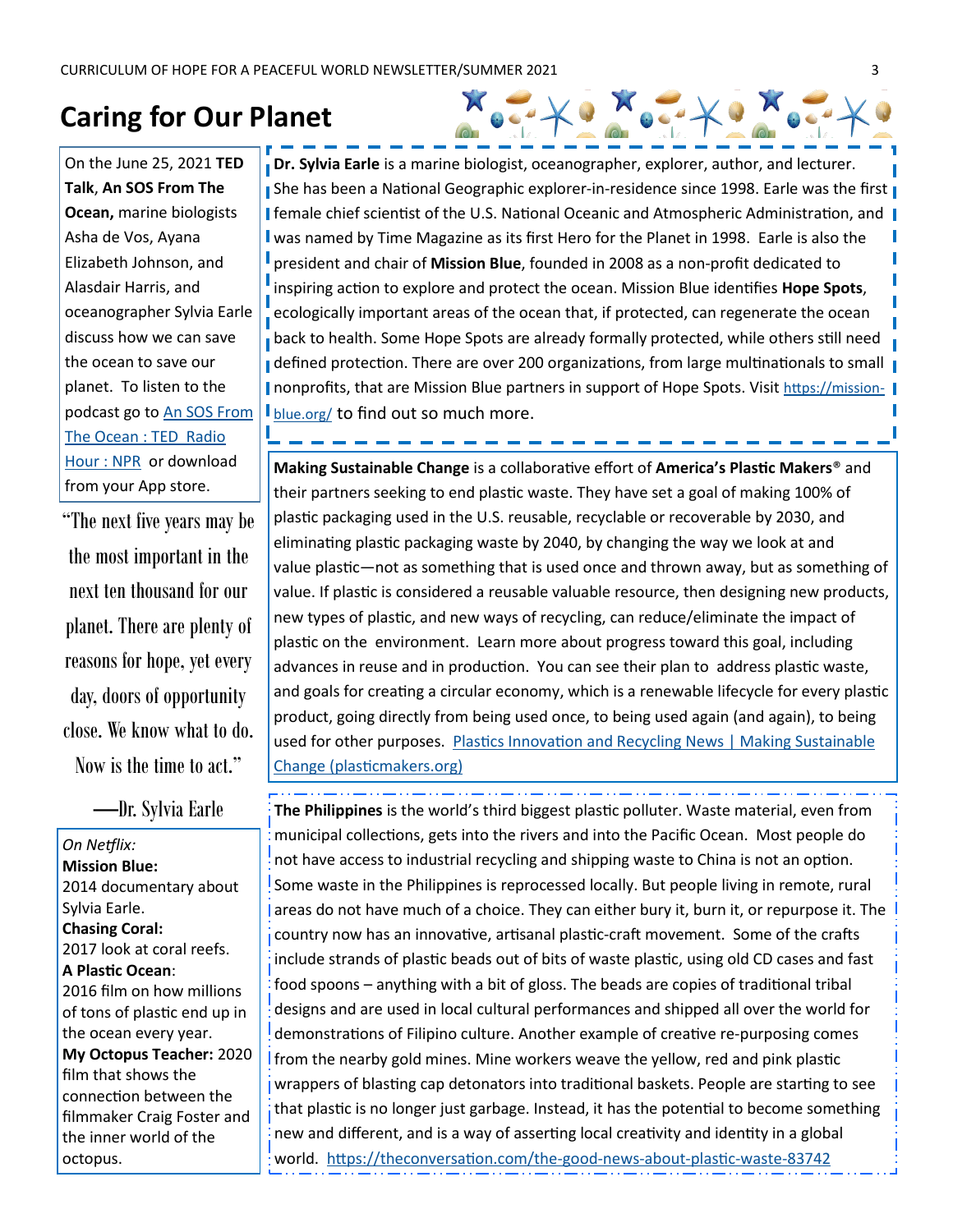## Caring for Our Planet

On the June 25, 2021 **TED Talk**, **An SOS From The Ocean,** marine biologists Asha de Vos, Ayana Elizabeth Johnson, and Alasdair Harris, and oceanographer Sylvia Earle discuss how we can save the ocean to save our planet. To listen to the podcast go to An SOS From The Ocean : TED Radio Hour : NPR or download from your App store.

"The next five years may be the most important in the next ten thousand for our planet. There are plenty of reasons for hope, yet every day, doors of opportunity close. We know what to do. Now is the time to act."

—Dr. Sylvia Earle

*On Netflix:*

**Mission Blue:**
2014 documentary about Sylvia Earle.

**Chasing Coral:**
2017 look at coral reefs.

**A Plastic Ocean**:
2016 film on how millions of tons of plastic end up in the ocean every year.

**My Octopus Teacher:** 2020 film that shows the connection between the filmmaker Craig Foster and the inner world of the octopus.

**Dr. Sylvia Earle** is a marine biologist, oceanographer, explorer, author, and lecturer. She has been a National Geographic explorer-in-residence since 1998. Earle was the first female chief scientist of the U.S. National Oceanic and Atmospheric Administration, and was named by Time Magazine as its first Hero for the Planet in 1998. Earle is also the president and chair of **Mission Blue**, founded in 2008 as a non-profit dedicated to inspiring action to explore and protect the ocean. Mission Blue identifies **Hope Spots**, ecologically important areas of the ocean that, if protected, can regenerate the ocean back to health. Some Hope Spots are already formally protected, while others still need defined protection. There are over 200 organizations, from large multinationals to small nonprofits, that are Mission Blue partners in support of Hope Spots. Visit https://mission-blue.org/ to find out so much more.

**Making Sustainable Change** is a collaborative effort of **America's Plastic Makers**® and their partners seeking to end plastic waste. They have set a goal of making 100% of plastic packaging used in the U.S. reusable, recyclable or recoverable by 2030, and eliminating plastic packaging waste by 2040, by changing the way we look at and value plastic—not as something that is used once and thrown away, but as something of value. If plastic is considered a reusable valuable resource, then designing new products, new types of plastic, and new ways of recycling, can reduce/eliminate the impact of plastic on the environment. Learn more about progress toward this goal, including advances in reuse and in production. You can see their plan to address plastic waste, and goals for creating a circular economy, which is a renewable lifecycle for every plastic product, going directly from being used once, to being used again (and again), to being used for other purposes. Plastics Innovation and Recycling News | Making Sustainable Change (plasticmakers.org)

**The Philippines** is the world's third biggest plastic polluter. Waste material, even from municipal collections, gets into the rivers and into the Pacific Ocean. Most people do not have access to industrial recycling and shipping waste to China is not an option. Some waste in the Philippines is reprocessed locally. But people living in remote, rural areas do not have much of a choice. They can either bury it, burn it, or repurpose it. The country now has an innovative, artisanal plastic-craft movement. Some of the crafts include strands of plastic beads out of bits of waste plastic, using old CD cases and fast food spoons – anything with a bit of gloss. The beads are copies of traditional tribal designs and are used in local cultural performances and shipped all over the world for demonstrations of Filipino culture. Another example of creative re-purposing comes from the nearby gold mines. Mine workers weave the yellow, red and pink plastic wrappers of blasting cap detonators into traditional baskets. People are starting to see that plastic is no longer just garbage. Instead, it has the potential to become something new and different, and is a way of asserting local creativity and identity in a global world. https://theconversation.com/the-good-news-about-plastic-waste-83742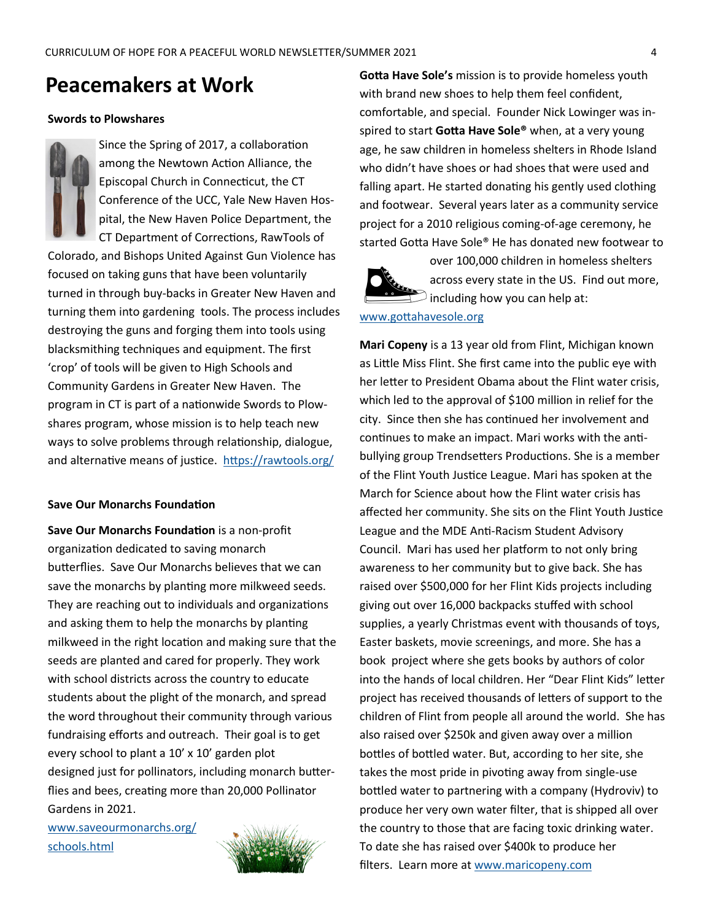# Peacemakers at Work

**Swords to Plowshares**

Since the Spring of 2017, a collaboration among the Newtown Action Alliance, the Episcopal Church in Connecticut, the CT Conference of the UCC, Yale New Haven Hospital, the New Haven Police Department, the CT Department of Corrections, RawTools of Colorado, and Bishops United Against Gun Violence has focused on taking guns that have been voluntarily turned in through buy-backs in Greater New Haven and turning them into gardening tools. The process includes destroying the guns and forging them into tools using blacksmithing techniques and equipment. The first 'crop' of tools will be given to High Schools and Community Gardens in Greater New Haven. The program in CT is part of a nationwide Swords to Plowshares program, whose mission is to help teach new ways to solve problems through relationship, dialogue, and alternative means of justice. https://rawtools.org/

**Save Our Monarchs Foundation**

**Save Our Monarchs Foundation** is a non-profit organization dedicated to saving monarch butterflies. Save Our Monarchs believes that we can save the monarchs by planting more milkweed seeds. They are reaching out to individuals and organizations and asking them to help the monarchs by planting milkweed in the right location and making sure that the seeds are planted and cared for properly. They work with school districts across the country to educate students about the plight of the monarch, and spread the word throughout their community through various fundraising efforts and outreach. Their goal is to get every school to plant a 10' x 10' garden plot designed just for pollinators, including monarch butterflies and bees, creating more than 20,000 Pollinator Gardens in 2021.

www.saveourmonarchs.org/schools.html

**Gotta Have Sole's** mission is to provide homeless youth with brand new shoes to help them feel confident, comfortable, and special. Founder Nick Lowinger was inspired to start **Gotta Have Sole®** when, at a very young age, he saw children in homeless shelters in Rhode Island who didn't have shoes or had shoes that were used and falling apart. He started donating his gently used clothing and footwear. Several years later as a community service project for a 2010 religious coming-of-age ceremony, he started Gotta Have Sole® He has donated new footwear to over 100,000 children in homeless shelters across every state in the US. Find out more, including how you can help at: www.gottahavesole.org

**Mari Copeny** is a 13 year old from Flint, Michigan known as Little Miss Flint. She first came into the public eye with her letter to President Obama about the Flint water crisis, which led to the approval of $100 million in relief for the city. Since then she has continued her involvement and continues to make an impact. Mari works with the anti-bullying group Trendsetters Productions. She is a member of the Flint Youth Justice League. Mari has spoken at the March for Science about how the Flint water crisis has affected her community. She sits on the Flint Youth Justice League and the MDE Anti-Racism Student Advisory Council. Mari has used her platform to not only bring awareness to her community but to give back. She has raised over $500,000 for her Flint Kids projects including giving out over 16,000 backpacks stuffed with school supplies, a yearly Christmas event with thousands of toys, Easter baskets, movie screenings, and more. She has a book project where she gets books by authors of color into the hands of local children. Her "Dear Flint Kids" letter project has received thousands of letters of support to the children of Flint from people all around the world. She has also raised over $250k and given away over a million bottles of bottled water. But, according to her site, she takes the most pride in pivoting away from single-use bottled water to partnering with a company (Hydroviv) to produce her very own water filter, that is shipped all over the country to those that are facing toxic drinking water. To date she has raised over $400k to produce her filters. Learn more at www.maricopeny.com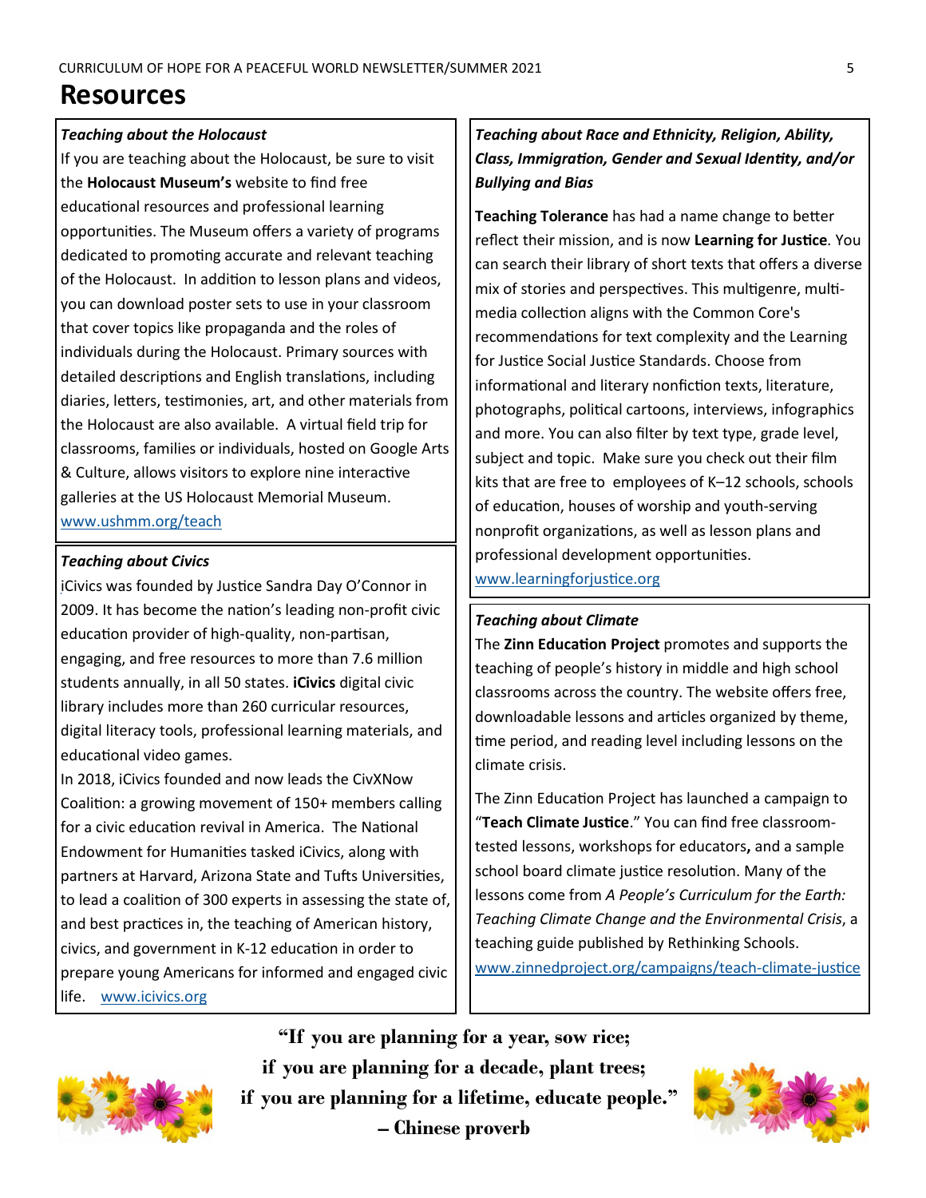# Resources

***Teaching about the Holocaust***

If you are teaching about the Holocaust, be sure to visit the **Holocaust Museum's** website to find free educational resources and professional learning opportunities. The Museum offers a variety of programs dedicated to promoting accurate and relevant teaching of the Holocaust. In addition to lesson plans and videos, you can download poster sets to use in your classroom that cover topics like propaganda and the roles of individuals during the Holocaust. Primary sources with detailed descriptions and English translations, including diaries, letters, testimonies, art, and other materials from the Holocaust are also available. A virtual field trip for classrooms, families or individuals, hosted on Google Arts & Culture, allows visitors to explore nine interactive galleries at the US Holocaust Memorial Museum. [www.ushmm.org/teach](http://www.ushmm.org/teach)

***Teaching about Civics***

iCivics was founded by Justice Sandra Day O'Connor in 2009. It has become the nation's leading non-profit civic education provider of high-quality, non-partisan, engaging, and free resources to more than 7.6 million students annually, in all 50 states. **iCivics** digital civic library includes more than 260 curricular resources, digital literacy tools, professional learning materials, and educational video games.

In 2018, iCivics founded and now leads the CivXNow Coalition: a growing movement of 150+ members calling for a civic education revival in America. The National Endowment for Humanities tasked iCivics, along with partners at Harvard, Arizona State and Tufts Universities, to lead a coalition of 300 experts in assessing the state of, and best practices in, the teaching of American history, civics, and government in K-12 education in order to prepare young Americans for informed and engaged civic life. [www.icivics.org](http://www.icivics.org)

***Teaching about Race and Ethnicity, Religion, Ability, Class, Immigration, Gender and Sexual Identity, and/or Bullying and Bias***

**Teaching Tolerance** has had a name change to better reflect their mission, and is now **Learning for Justice**. You can search their library of short texts that offers a diverse mix of stories and perspectives. This multigenre, multi-media collection aligns with the Common Core's recommendations for text complexity and the Learning for Justice Social Justice Standards. Choose from informational and literary nonfiction texts, literature, photographs, political cartoons, interviews, infographics and more. You can also filter by text type, grade level, subject and topic. Make sure you check out their film kits that are free to employees of K–12 schools, schools of education, houses of worship and youth-serving nonprofit organizations, as well as lesson plans and professional development opportunities. [www.learningforjustice.org](http://www.learningforjustice.org)

***Teaching about Climate***

The **Zinn Education Project** promotes and supports the teaching of people's history in middle and high school classrooms across the country. The website offers free, downloadable lessons and articles organized by theme, time period, and reading level including lessons on the climate crisis.

The Zinn Education Project has launched a campaign to "**Teach Climate Justice**." You can find free classroom-tested lessons, workshops for educators, and a sample school board climate justice resolution. Many of the lessons come from *A People's Curriculum for the Earth: Teaching Climate Change and the Environmental Crisis*, a teaching guide published by Rethinking Schools. [www.zinnedproject.org/campaigns/teach-climate-justice](http://www.zinnedproject.org/campaigns/teach-climate-justice)

**"If you are planning for a year, sow rice;**
**if you are planning for a decade, plant trees;**
**if you are planning for a lifetime, educate people."**
**– Chinese proverb**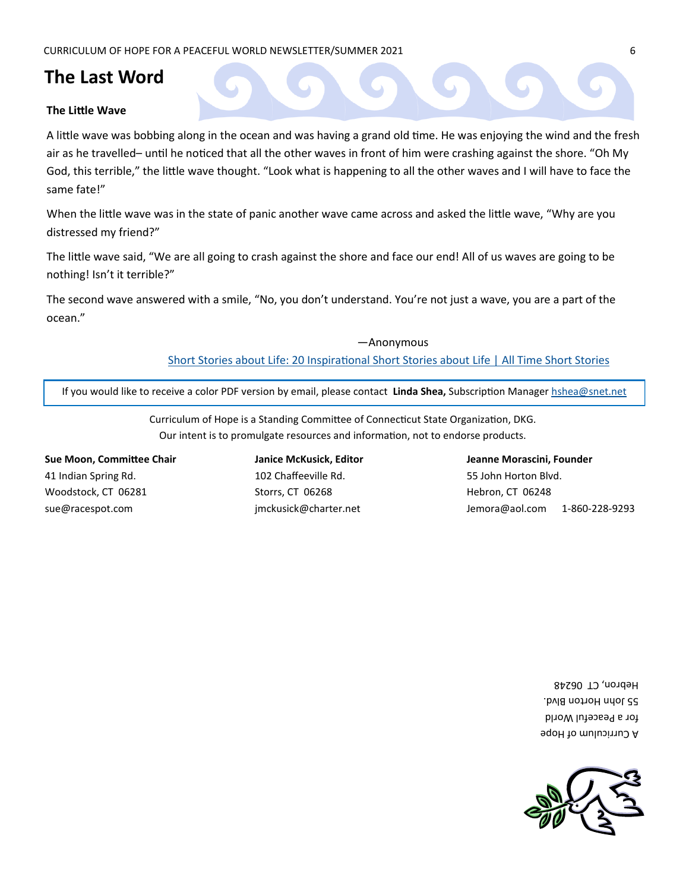## The Last Word

**The Little Wave**

A little wave was bobbing along in the ocean and was having a grand old time. He was enjoying the wind and the fresh air as he travelled– until he noticed that all the other waves in front of him were crashing against the shore. "Oh My God, this terrible," the little wave thought. "Look what is happening to all the other waves and I will have to face the same fate!"

When the little wave was in the state of panic another wave came across and asked the little wave, "Why are you distressed my friend?"

The little wave said, "We are all going to crash against the shore and face our end! All of us waves are going to be nothing! Isn't it terrible?"

The second wave answered with a smile, "No, you don't understand. You're not just a wave, you are a part of the ocean."

—Anonymous

Short Stories about Life: 20 Inspirational Short Stories about Life | All Time Short Stories

If you would like to receive a color PDF version by email, please contact **Linda Shea,** Subscription Manager hshea@snet.net

Curriculum of Hope is a Standing Committee of Connecticut State Organization, DKG.
Our intent is to promulgate resources and information, not to endorse products.

**Sue Moon, Committee Chair**
41 Indian Spring Rd.
Woodstock, CT 06281
sue@racespot.com

**Janice McKusick, Editor**
102 Chaffeeville Rd.
Storrs, CT 06268
jmckusick@charter.net

**Jeanne Morascini, Founder**
55 John Horton Blvd.
Hebron, CT 06248
Jemora@aol.com 1-860-228-9293

A Curriculum of Hope
for a Peaceful World
55 John Horton Blvd.
Hebron, CT 06248